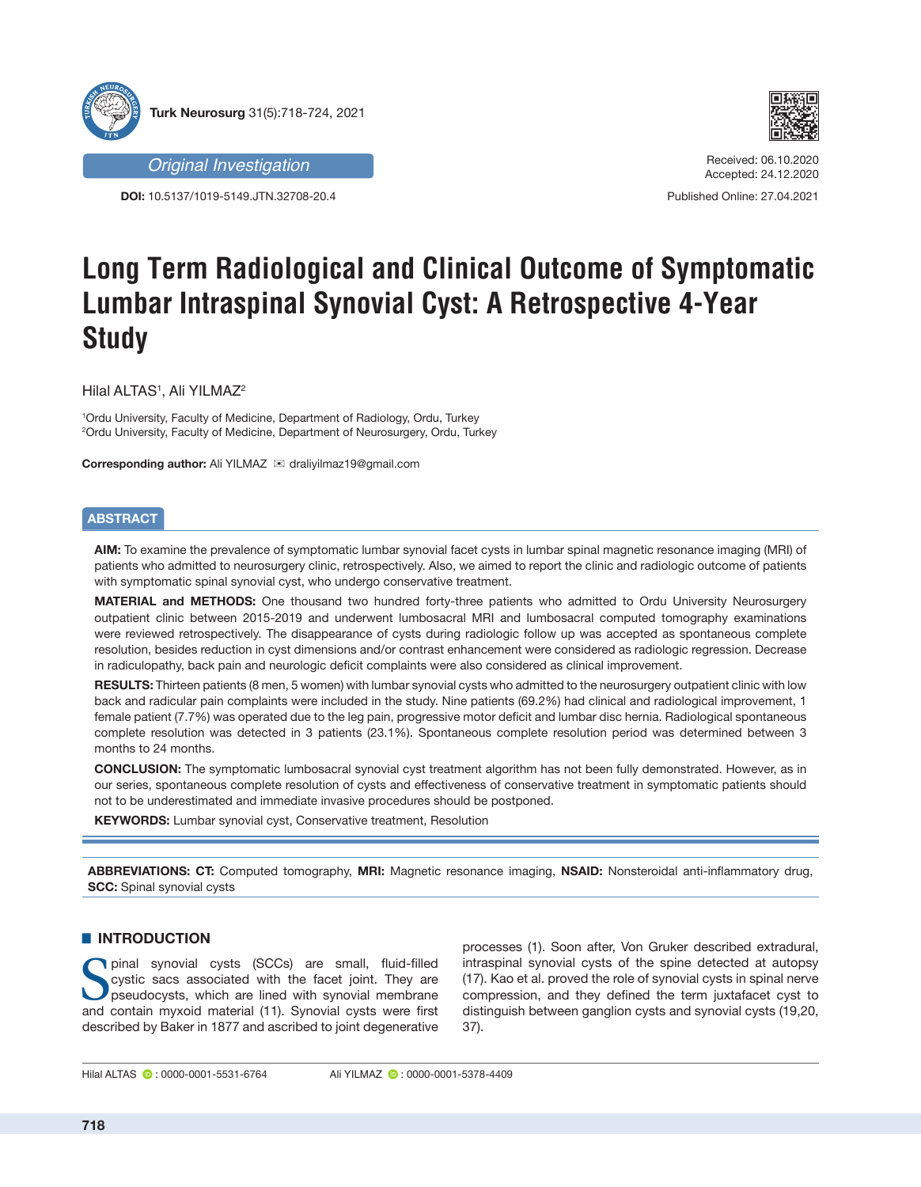Original Investigation

**DOI:** 10.5137/1019-5149.JTN.32708-20.4

Received: 06.10.2020
Accepted: 24.12.2020

Published Online: 27.04.2021

# Long Term Radiological and Clinical Outcome of Symptomatic Lumbar Intraspinal Synovial Cyst: A Retrospective 4-Year Study

Hilal ALTAS[1], Ali YILMAZ[2]

[1]Ordu University, Faculty of Medicine, Department of Radiology, Ordu, Turkey
[2]Ordu University, Faculty of Medicine, Department of Neurosurgery, Ordu, Turkey

**Corresponding author:** Ali YILMAZ ✉ draliyilmaz19@gmail.com

## ABSTRACT

**AIM:** To examine the prevalence of symptomatic lumbar synovial facet cysts in lumbar spinal magnetic resonance imaging (MRI) of patients who admitted to neurosurgery clinic, retrospectively. Also, we aimed to report the clinic and radiologic outcome of patients with symptomatic spinal synovial cyst, who undergo conservative treatment.

**MATERIAL and METHODS:** One thousand two hundred forty-three patients who admitted to Ordu University Neurosurgery outpatient clinic between 2015-2019 and underwent lumbosacral MRI and lumbosacral computed tomography examinations were reviewed retrospectively. The disappearance of cysts during radiologic follow up was accepted as spontaneous complete resolution, besides reduction in cyst dimensions and/or contrast enhancement were considered as radiologic regression. Decrease in radiculopathy, back pain and neurologic deficit complaints were also considered as clinical improvement.

**RESULTS:** Thirteen patients (8 men, 5 women) with lumbar synovial cysts who admitted to the neurosurgery outpatient clinic with low back and radicular pain complaints were included in the study. Nine patients (69.2%) had clinical and radiological improvement, 1 female patient (7.7%) was operated due to the leg pain, progressive motor deficit and lumbar disc hernia. Radiological spontaneous complete resolution was detected in 3 patients (23.1%). Spontaneous complete resolution period was determined between 3 months to 24 months.

**CONCLUSION:** The symptomatic lumbosacral synovial cyst treatment algorithm has not been fully demonstrated. However, as in our series, spontaneous complete resolution of cysts and effectiveness of conservative treatment in symptomatic patients should not to be underestimated and immediate invasive procedures should be postponed.

**KEYWORDS:** Lumbar synovial cyst, Conservative treatment, Resolution

**ABBREVIATIONS: CT:** Computed tomography, **MRI:** Magnetic resonance imaging, **NSAID:** Nonsteroidal anti-inflammatory drug, **SCC:** Spinal synovial cysts

## INTRODUCTION

Spinal synovial cysts (SCCs) are small, fluid-filled cystic sacs associated with the facet joint. They are pseudocysts, which are lined with synovial membrane and contain myxoid material (11). Synovial cysts were first described by Baker in 1877 and ascribed to joint degenerative processes (1). Soon after, Von Gruker described extradural, intraspinal synovial cysts of the spine detected at autopsy (17). Kao et al. proved the role of synovial cysts in spinal nerve compression, and they defined the term juxtafacet cyst to distinguish between ganglion cysts and synovial cysts (19,20, 37).

Hilal ALTAS : 0000-0001-5531-6764
Ali YILMAZ : 0000-0001-5378-4409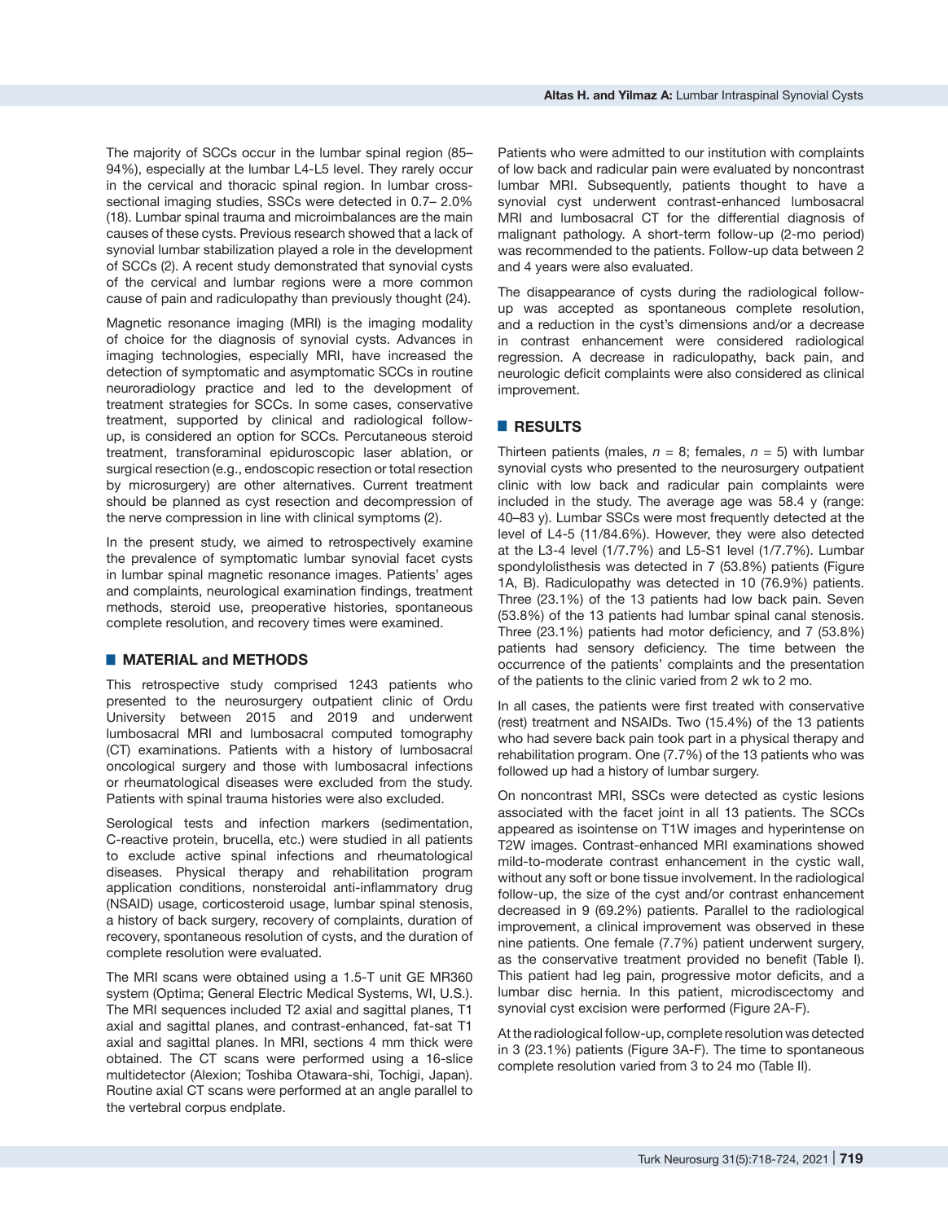The majority of SCCs occur in the lumbar spinal region (85–94%), especially at the lumbar L4-L5 level. They rarely occur in the cervical and thoracic spinal region. In lumbar cross-sectional imaging studies, SSCs were detected in 0.7– 2.0% (18). Lumbar spinal trauma and microimbalances are the main causes of these cysts. Previous research showed that a lack of synovial lumbar stabilization played a role in the development of SCCs (2). A recent study demonstrated that synovial cysts of the cervical and lumbar regions were a more common cause of pain and radiculopathy than previously thought (24).

Magnetic resonance imaging (MRI) is the imaging modality of choice for the diagnosis of synovial cysts. Advances in imaging technologies, especially MRI, have increased the detection of symptomatic and asymptomatic SCCs in routine neuroradiology practice and led to the development of treatment strategies for SCCs. In some cases, conservative treatment, supported by clinical and radiological follow-up, is considered an option for SCCs. Percutaneous steroid treatment, transforaminal epiduroscopic laser ablation, or surgical resection (e.g., endoscopic resection or total resection by microsurgery) are other alternatives. Current treatment should be planned as cyst resection and decompression of the nerve compression in line with clinical symptoms (2).

In the present study, we aimed to retrospectively examine the prevalence of symptomatic lumbar synovial facet cysts in lumbar spinal magnetic resonance images. Patients' ages and complaints, neurological examination findings, treatment methods, steroid use, preoperative histories, spontaneous complete resolution, and recovery times were examined.

## MATERIAL and METHODS

This retrospective study comprised 1243 patients who presented to the neurosurgery outpatient clinic of Ordu University between 2015 and 2019 and underwent lumbosacral MRI and lumbosacral computed tomography (CT) examinations. Patients with a history of lumbosacral oncological surgery and those with lumbosacral infections or rheumatological diseases were excluded from the study. Patients with spinal trauma histories were also excluded.

Serological tests and infection markers (sedimentation, C-reactive protein, brucella, etc.) were studied in all patients to exclude active spinal infections and rheumatological diseases. Physical therapy and rehabilitation program application conditions, nonsteroidal anti-inflammatory drug (NSAID) usage, corticosteroid usage, lumbar spinal stenosis, a history of back surgery, recovery of complaints, duration of recovery, spontaneous resolution of cysts, and the duration of complete resolution were evaluated.

The MRI scans were obtained using a 1.5-T unit GE MR360 system (Optima; General Electric Medical Systems, WI, U.S.). The MRI sequences included T2 axial and sagittal planes, T1 axial and sagittal planes, and contrast-enhanced, fat-sat T1 axial and sagittal planes. In MRI, sections 4 mm thick were obtained. The CT scans were performed using a 16-slice multidetector (Alexion; Toshiba Otawara-shi, Tochigi, Japan). Routine axial CT scans were performed at an angle parallel to the vertebral corpus endplate.

Patients who were admitted to our institution with complaints of low back and radicular pain were evaluated by noncontrast lumbar MRI. Subsequently, patients thought to have a synovial cyst underwent contrast-enhanced lumbosacral MRI and lumbosacral CT for the differential diagnosis of malignant pathology. A short-term follow-up (2-mo period) was recommended to the patients. Follow-up data between 2 and 4 years were also evaluated.

The disappearance of cysts during the radiological follow-up was accepted as spontaneous complete resolution, and a reduction in the cyst's dimensions and/or a decrease in contrast enhancement were considered radiological regression. A decrease in radiculopathy, back pain, and neurologic deficit complaints were also considered as clinical improvement.

## RESULTS

Thirteen patients (males, $n$ = 8; females, $n$ = 5) with lumbar synovial cysts who presented to the neurosurgery outpatient clinic with low back and radicular pain complaints were included in the study. The average age was 58.4 y (range: 40–83 y). Lumbar SSCs were most frequently detected at the level of L4-5 (11/84.6%). However, they were also detected at the L3-4 level (1/7.7%) and L5-S1 level (1/7.7%). Lumbar spondylolisthesis was detected in 7 (53.8%) patients (Figure 1A, B). Radiculopathy was detected in 10 (76.9%) patients. Three (23.1%) of the 13 patients had low back pain. Seven (53.8%) of the 13 patients had lumbar spinal canal stenosis. Three (23.1%) patients had motor deficiency, and 7 (53.8%) patients had sensory deficiency. The time between the occurrence of the patients' complaints and the presentation of the patients to the clinic varied from 2 wk to 2 mo.

In all cases, the patients were first treated with conservative (rest) treatment and NSAIDs. Two (15.4%) of the 13 patients who had severe back pain took part in a physical therapy and rehabilitation program. One (7.7%) of the 13 patients who was followed up had a history of lumbar surgery.

On noncontrast MRI, SSCs were detected as cystic lesions associated with the facet joint in all 13 patients. The SCCs appeared as isointense on T1W images and hyperintense on T2W images. Contrast-enhanced MRI examinations showed mild-to-moderate contrast enhancement in the cystic wall, without any soft or bone tissue involvement. In the radiological follow-up, the size of the cyst and/or contrast enhancement decreased in 9 (69.2%) patients. Parallel to the radiological improvement, a clinical improvement was observed in these nine patients. One female (7.7%) patient underwent surgery, as the conservative treatment provided no benefit (Table I). This patient had leg pain, progressive motor deficits, and a lumbar disc hernia. In this patient, microdiscectomy and synovial cyst excision were performed (Figure 2A-F).

At the radiological follow-up, complete resolution was detected in 3 (23.1%) patients (Figure 3A-F). The time to spontaneous complete resolution varied from 3 to 24 mo (Table II).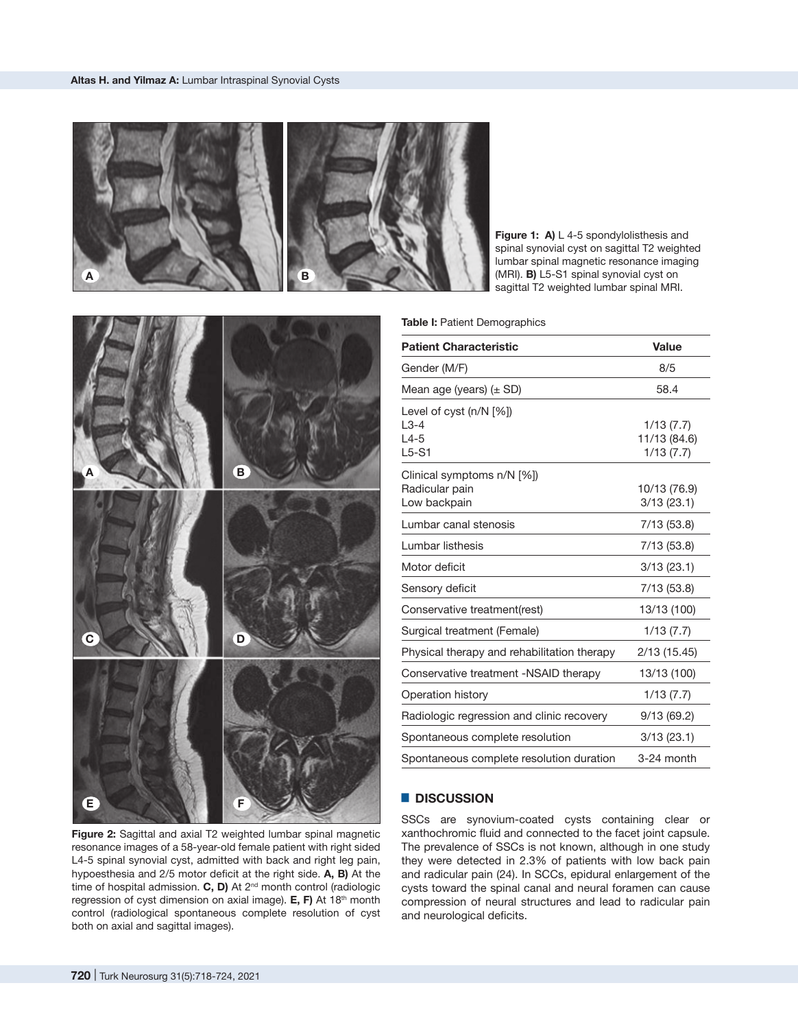**Figure 1: A)** L 4-5 spondylolisthesis and spinal synovial cyst on sagittal T2 weighted lumbar spinal magnetic resonance imaging (MRI). **B)** L5-S1 spinal synovial cyst on sagittal T2 weighted lumbar spinal MRI.

**Figure 2:** Sagittal and axial T2 weighted lumbar spinal magnetic resonance images of a 58-year-old female patient with right sided L4-5 spinal synovial cyst, admitted with back and right leg pain, hypoesthesia and 2/5 motor deficit at the right side. **A, B)** At the time of hospital admission. **C, D)** At 2nd month control (radiologic regression of cyst dimension on axial image). **E, F)** At 18th month control (radiological spontaneous complete resolution of cyst both on axial and sagittal images).

**Table I:** Patient Demographics

| Patient Characteristic | Value |
|---|---|
| Gender (M/F) | 8/5 |
| Mean age (years) (± SD) | 58.4 |
| Level of cyst (n/N [%]) | |
| L3-4 | 1/13 (7.7) |
| L4-5 | 11/13 (84.6) |
| L5-S1 | 1/13 (7.7) |
| Clinical symptoms n/N [%]) | |
| Radicular pain | 10/13 (76.9) |
| Low backpain | 3/13 (23.1) |
| Lumbar canal stenosis | 7/13 (53.8) |
| Lumbar listhesis | 7/13 (53.8) |
| Motor deficit | 3/13 (23.1) |
| Sensory deficit | 7/13 (53.8) |
| Conservative treatment(rest) | 13/13 (100) |
| Surgical treatment (Female) | 1/13 (7.7) |
| Physical therapy and rehabilitation therapy | 2/13 (15.45) |
| Conservative treatment -NSAID therapy | 13/13 (100) |
| Operation history | 1/13 (7.7) |
| Radiologic regression and clinic recovery | 9/13 (69.2) |
| Spontaneous complete resolution | 3/13 (23.1) |
| Spontaneous complete resolution duration | 3-24 month |

## DISCUSSION

SSCs are synovium-coated cysts containing clear or xanthochromic fluid and connected to the facet joint capsule. The prevalence of SSCs is not known, although in one study they were detected in 2.3% of patients with low back pain and radicular pain (24). In SCCs, epidural enlargement of the cysts toward the spinal canal and neural foramen can cause compression of neural structures and lead to radicular pain and neurological deficits.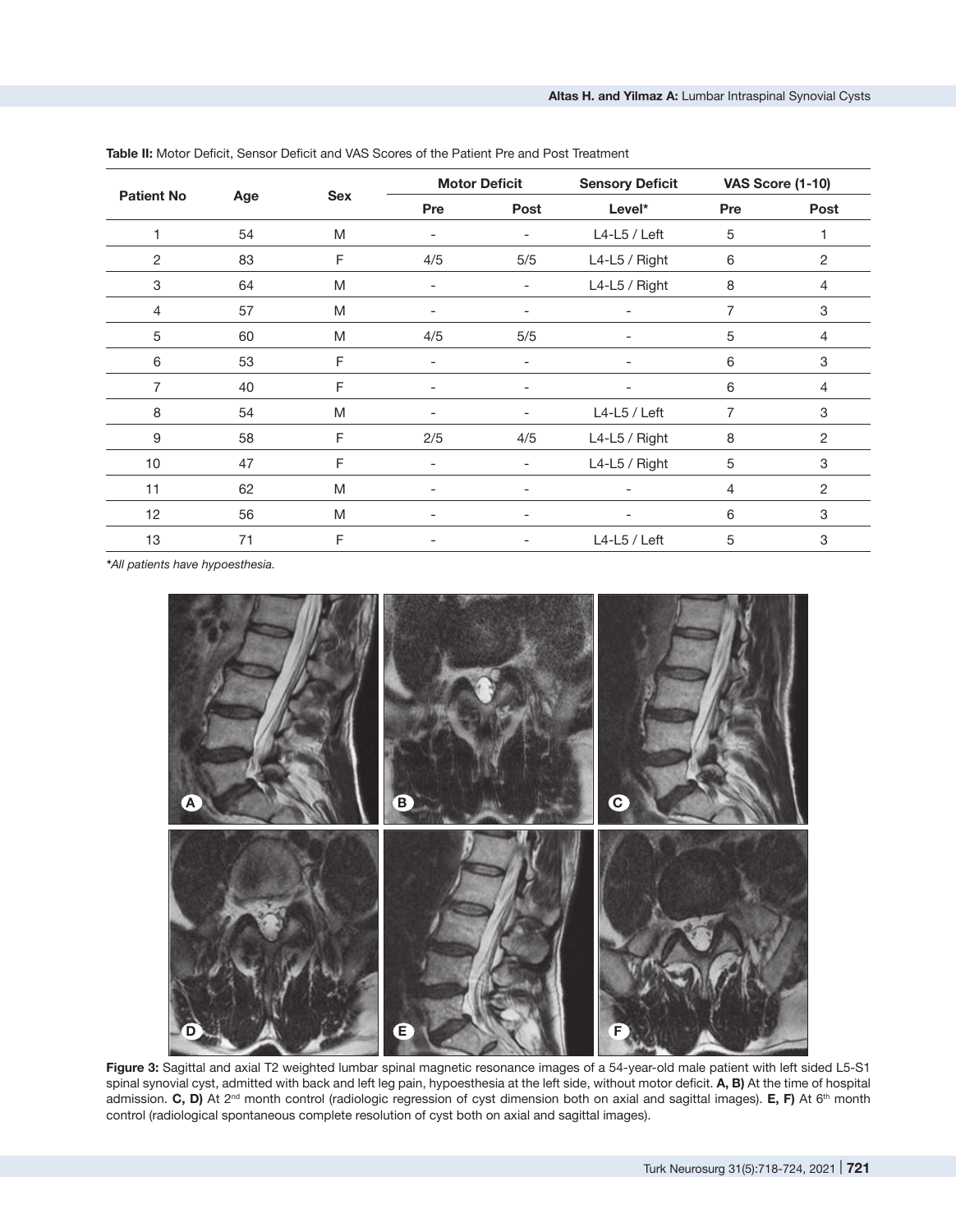**Table II:** Motor Deficit, Sensor Deficit and VAS Scores of the Patient Pre and Post Treatment

| Patient No | Age | Sex | Motor Deficit | | Sensory Deficit | VAS Score (1-10) | |
|---|---|---|---|---|---|---|---|
| | | | Pre | Post | Level* | Pre | Post |
| 1 | 54 | M | - | - | L4-L5 / Left | 5 | 1 |
| 2 | 83 | F | 4/5 | 5/5 | L4-L5 / Right | 6 | 2 |
| 3 | 64 | M | - | - | L4-L5 / Right | 8 | 4 |
| 4 | 57 | M | - | - | - | 7 | 3 |
| 5 | 60 | M | 4/5 | 5/5 | - | 5 | 4 |
| 6 | 53 | F | - | - | - | 6 | 3 |
| 7 | 40 | F | - | - | - | 6 | 4 |
| 8 | 54 | M | - | - | L4-L5 / Left | 7 | 3 |
| 9 | 58 | F | 2/5 | 4/5 | L4-L5 / Right | 8 | 2 |
| 10 | 47 | F | - | - | L4-L5 / Right | 5 | 3 |
| 11 | 62 | M | - | - | - | 4 | 2 |
| 12 | 56 | M | - | - | - | 6 | 3 |
| 13 | 71 | F | - | - | L4-L5 / Left | 5 | 3 |

*\*All patients have hypoesthesia.*

**Figure 3:** Sagittal and axial T2 weighted lumbar spinal magnetic resonance images of a 54-year-old male patient with left sided L5-S1 spinal synovial cyst, admitted with back and left leg pain, hypoesthesia at the left side, without motor deficit. **A, B)** At the time of hospital admission. **C, D)** At 2nd month control (radiologic regression of cyst dimension both on axial and sagittal images). **E, F)** At 6th month control (radiological spontaneous complete resolution of cyst both on axial and sagittal images).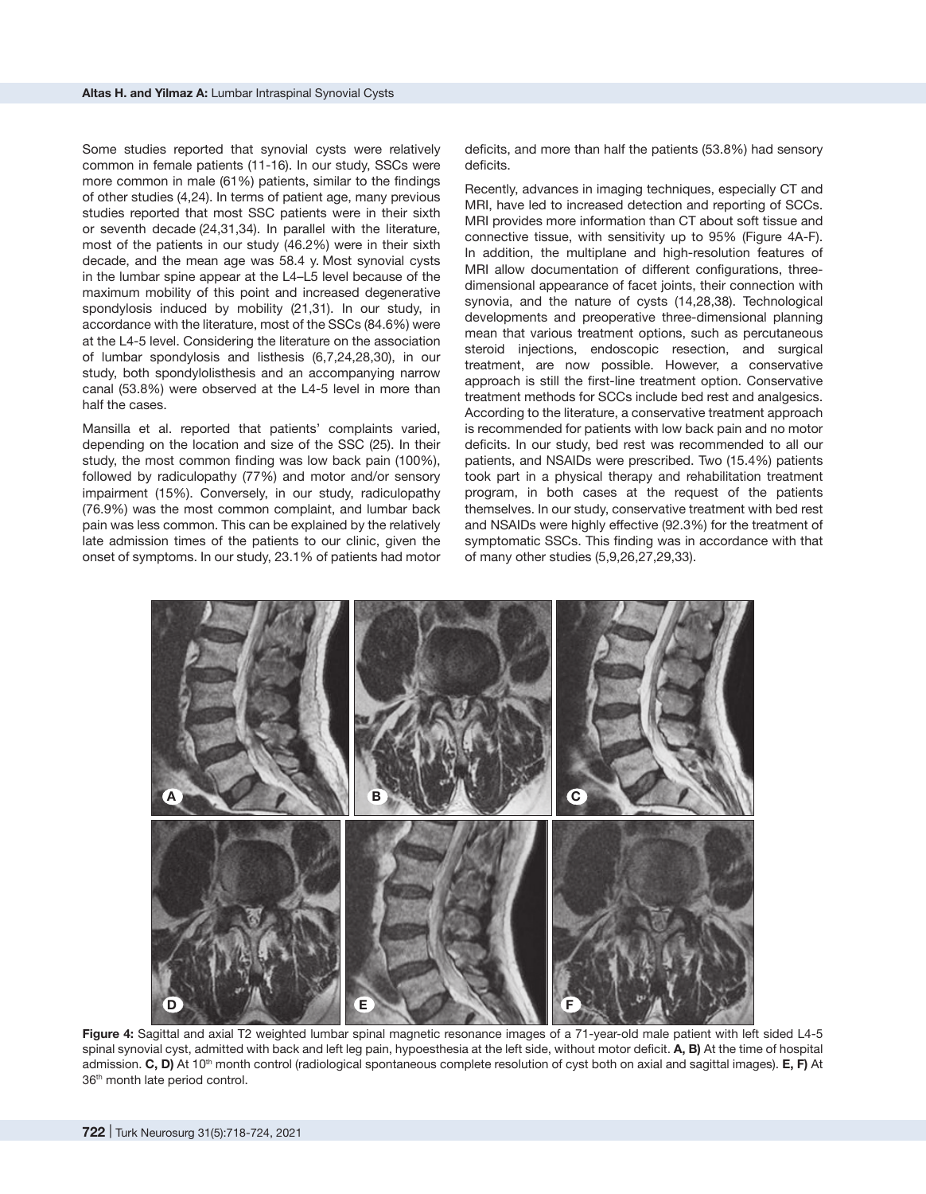Some studies reported that synovial cysts were relatively common in female patients (11-16). In our study, SSCs were more common in male (61%) patients, similar to the findings of other studies (4,24). In terms of patient age, many previous studies reported that most SSC patients were in their sixth or seventh decade (24,31,34). In parallel with the literature, most of the patients in our study (46.2%) were in their sixth decade, and the mean age was 58.4 y. Most synovial cysts in the lumbar spine appear at the L4–L5 level because of the maximum mobility of this point and increased degenerative spondylosis induced by mobility (21,31). In our study, in accordance with the literature, most of the SSCs (84.6%) were at the L4-5 level. Considering the literature on the association of lumbar spondylosis and listhesis (6,7,24,28,30), in our study, both spondylolisthesis and an accompanying narrow canal (53.8%) were observed at the L4-5 level in more than half the cases.

Mansilla et al. reported that patients' complaints varied, depending on the location and size of the SSC (25). In their study, the most common finding was low back pain (100%), followed by radiculopathy (77%) and motor and/or sensory impairment (15%). Conversely, in our study, radiculopathy (76.9%) was the most common complaint, and lumbar back pain was less common. This can be explained by the relatively late admission times of the patients to our clinic, given the onset of symptoms. In our study, 23.1% of patients had motor deficits, and more than half the patients (53.8%) had sensory deficits.

Recently, advances in imaging techniques, especially CT and MRI, have led to increased detection and reporting of SCCs. MRI provides more information than CT about soft tissue and connective tissue, with sensitivity up to 95% (Figure 4A-F). In addition, the multiplane and high-resolution features of MRI allow documentation of different configurations, three-dimensional appearance of facet joints, their connection with synovia, and the nature of cysts (14,28,38). Technological developments and preoperative three-dimensional planning mean that various treatment options, such as percutaneous steroid injections, endoscopic resection, and surgical treatment, are now possible. However, a conservative approach is still the first-line treatment option. Conservative treatment methods for SCCs include bed rest and analgesics. According to the literature, a conservative treatment approach is recommended for patients with low back pain and no motor deficits. In our study, bed rest was recommended to all our patients, and NSAIDs were prescribed. Two (15.4%) patients took part in a physical therapy and rehabilitation treatment program, in both cases at the request of the patients themselves. In our study, conservative treatment with bed rest and NSAIDs were highly effective (92.3%) for the treatment of symptomatic SSCs. This finding was in accordance with that of many other studies (5,9,26,27,29,33).

**Figure 4:** Sagittal and axial T2 weighted lumbar spinal magnetic resonance images of a 71-year-old male patient with left sided L4-5 spinal synovial cyst, admitted with back and left leg pain, hypoesthesia at the left side, without motor deficit. **A, B)** At the time of hospital admission. **C, D)** At 10th month control (radiological spontaneous complete resolution of cyst both on axial and sagittal images). **E, F)** At 36th month late period control.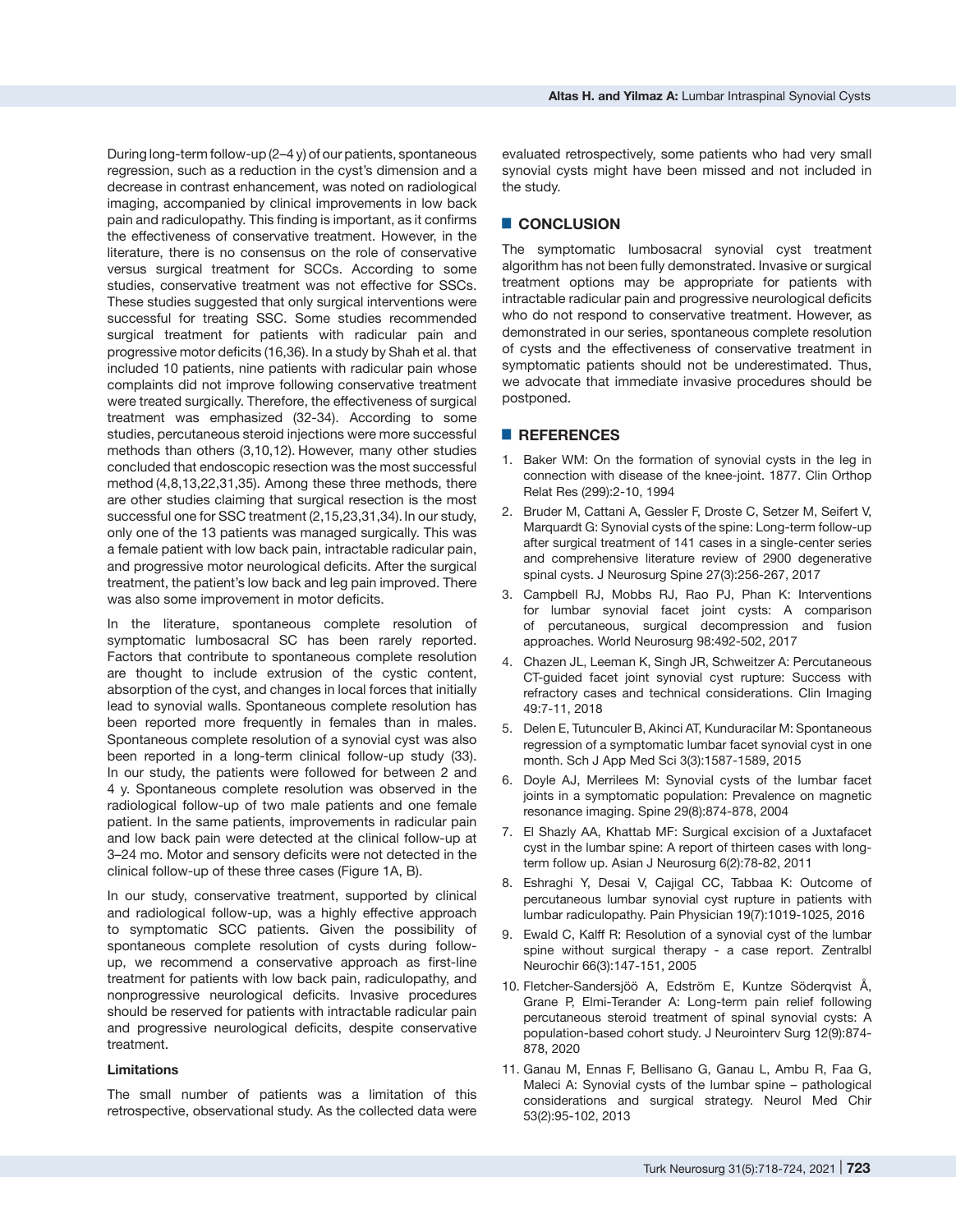During long-term follow-up (2–4 y) of our patients, spontaneous regression, such as a reduction in the cyst's dimension and a decrease in contrast enhancement, was noted on radiological imaging, accompanied by clinical improvements in low back pain and radiculopathy. This finding is important, as it confirms the effectiveness of conservative treatment. However, in the literature, there is no consensus on the role of conservative versus surgical treatment for SCCs. According to some studies, conservative treatment was not effective for SSCs. These studies suggested that only surgical interventions were successful for treating SSC. Some studies recommended surgical treatment for patients with radicular pain and progressive motor deficits (16,36). In a study by Shah et al. that included 10 patients, nine patients with radicular pain whose complaints did not improve following conservative treatment were treated surgically. Therefore, the effectiveness of surgical treatment was emphasized (32-34). According to some studies, percutaneous steroid injections were more successful methods than others (3,10,12). However, many other studies concluded that endoscopic resection was the most successful method (4,8,13,22,31,35). Among these three methods, there are other studies claiming that surgical resection is the most successful one for SSC treatment (2,15,23,31,34). In our study, only one of the 13 patients was managed surgically. This was a female patient with low back pain, intractable radicular pain, and progressive motor neurological deficits. After the surgical treatment, the patient's low back and leg pain improved. There was also some improvement in motor deficits.

In the literature, spontaneous complete resolution of symptomatic lumbosacral SC has been rarely reported. Factors that contribute to spontaneous complete resolution are thought to include extrusion of the cystic content, absorption of the cyst, and changes in local forces that initially lead to synovial walls. Spontaneous complete resolution has been reported more frequently in females than in males. Spontaneous complete resolution of a synovial cyst was also been reported in a long-term clinical follow-up study (33). In our study, the patients were followed for between 2 and 4 y. Spontaneous complete resolution was observed in the radiological follow-up of two male patients and one female patient. In the same patients, improvements in radicular pain and low back pain were detected at the clinical follow-up at 3–24 mo. Motor and sensory deficits were not detected in the clinical follow-up of these three cases (Figure 1A, B).

In our study, conservative treatment, supported by clinical and radiological follow-up, was a highly effective approach to symptomatic SCC patients. Given the possibility of spontaneous complete resolution of cysts during follow-up, we recommend a conservative approach as first-line treatment for patients with low back pain, radiculopathy, and nonprogressive neurological deficits. Invasive procedures should be reserved for patients with intractable radicular pain and progressive neurological deficits, despite conservative treatment.

**Limitations**

The small number of patients was a limitation of this retrospective, observational study. As the collected data were evaluated retrospectively, some patients who had very small synovial cysts might have been missed and not included in the study.

## CONCLUSION

The symptomatic lumbosacral synovial cyst treatment algorithm has not been fully demonstrated. Invasive or surgical treatment options may be appropriate for patients with intractable radicular pain and progressive neurological deficits who do not respond to conservative treatment. However, as demonstrated in our series, spontaneous complete resolution of cysts and the effectiveness of conservative treatment in symptomatic patients should not be underestimated. Thus, we advocate that immediate invasive procedures should be postponed.

## REFERENCES

1. Baker WM: On the formation of synovial cysts in the leg in connection with disease of the knee-joint. 1877. Clin Orthop Relat Res (299):2-10, 1994
2. Bruder M, Cattani A, Gessler F, Droste C, Setzer M, Seifert V, Marquardt G: Synovial cysts of the spine: Long-term follow-up after surgical treatment of 141 cases in a single-center series and comprehensive literature review of 2900 degenerative spinal cysts. J Neurosurg Spine 27(3):256-267, 2017
3. Campbell RJ, Mobbs RJ, Rao PJ, Phan K: Interventions for lumbar synovial facet joint cysts: A comparison of percutaneous, surgical decompression and fusion approaches. World Neurosurg 98:492-502, 2017
4. Chazen JL, Leeman K, Singh JR, Schweitzer A: Percutaneous CT-guided facet joint synovial cyst rupture: Success with refractory cases and technical considerations. Clin Imaging 49:7-11, 2018
5. Delen E, Tutunculer B, Akinci AT, Kunduracilar M: Spontaneous regression of a symptomatic lumbar facet synovial cyst in one month. Sch J App Med Sci 3(3):1587-1589, 2015
6. Doyle AJ, Merrilees M: Synovial cysts of the lumbar facet joints in a symptomatic population: Prevalence on magnetic resonance imaging. Spine 29(8):874-878, 2004
7. El Shazly AA, Khattab MF: Surgical excision of a Juxtafacet cyst in the lumbar spine: A report of thirteen cases with long-term follow up. Asian J Neurosurg 6(2):78-82, 2011
8. Eshraghi Y, Desai V, Cajigal CC, Tabbaa K: Outcome of percutaneous lumbar synovial cyst rupture in patients with lumbar radiculopathy. Pain Physician 19(7):1019-1025, 2016
9. Ewald C, Kalff R: Resolution of a synovial cyst of the lumbar spine without surgical therapy - a case report. Zentralbl Neurochir 66(3):147-151, 2005
10. Fletcher-Sandersjöö A, Edström E, Kuntze Söderqvist Å, Grane P, Elmi-Terander A: Long-term pain relief following percutaneous steroid treatment of spinal synovial cysts: A population-based cohort study. J Neurointerv Surg 12(9):874-878, 2020
11. Ganau M, Ennas F, Bellisano G, Ganau L, Ambu R, Faa G, Maleci A: Synovial cysts of the lumbar spine – pathological considerations and surgical strategy. Neurol Med Chir 53(2):95-102, 2013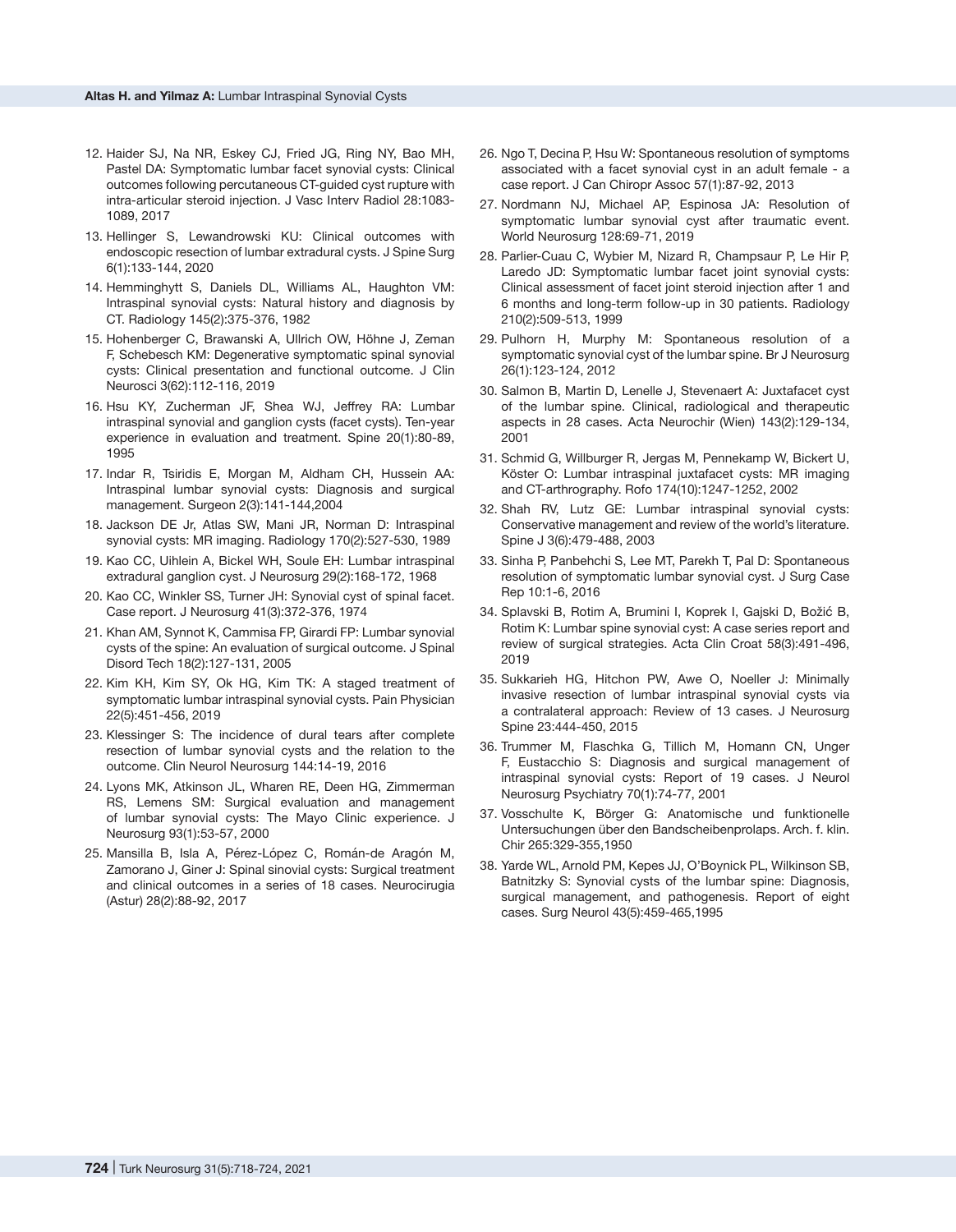12. Haider SJ, Na NR, Eskey CJ, Fried JG, Ring NY, Bao MH, Pastel DA: Symptomatic lumbar facet synovial cysts: Clinical outcomes following percutaneous CT-guided cyst rupture with intra-articular steroid injection. J Vasc Interv Radiol 28:1083-1089, 2017
13. Hellinger S, Lewandrowski KU: Clinical outcomes with endoscopic resection of lumbar extradural cysts. J Spine Surg 6(1):133-144, 2020
14. Hemminghytt S, Daniels DL, Williams AL, Haughton VM: Intraspinal synovial cysts: Natural history and diagnosis by CT. Radiology 145(2):375-376, 1982
15. Hohenberger C, Brawanski A, Ullrich OW, Höhne J, Zeman F, Schebesch KM: Degenerative symptomatic spinal synovial cysts: Clinical presentation and functional outcome. J Clin Neurosci 3(62):112-116, 2019
16. Hsu KY, Zucherman JF, Shea WJ, Jeffrey RA: Lumbar intraspinal synovial and ganglion cysts (facet cysts). Ten-year experience in evaluation and treatment. Spine 20(1):80-89, 1995
17. Indar R, Tsiridis E, Morgan M, Aldham CH, Hussein AA: Intraspinal lumbar synovial cysts: Diagnosis and surgical management. Surgeon 2(3):141-144,2004
18. Jackson DE Jr, Atlas SW, Mani JR, Norman D: Intraspinal synovial cysts: MR imaging. Radiology 170(2):527-530, 1989
19. Kao CC, Uihlein A, Bickel WH, Soule EH: Lumbar intraspinal extradural ganglion cyst. J Neurosurg 29(2):168-172, 1968
20. Kao CC, Winkler SS, Turner JH: Synovial cyst of spinal facet. Case report. J Neurosurg 41(3):372-376, 1974
21. Khan AM, Synnot K, Cammisa FP, Girardi FP: Lumbar synovial cysts of the spine: An evaluation of surgical outcome. J Spinal Disord Tech 18(2):127-131, 2005
22. Kim KH, Kim SY, Ok HG, Kim TK: A staged treatment of symptomatic lumbar intraspinal synovial cysts. Pain Physician 22(5):451-456, 2019
23. Klessinger S: The incidence of dural tears after complete resection of lumbar synovial cysts and the relation to the outcome. Clin Neurol Neurosurg 144:14-19, 2016
24. Lyons MK, Atkinson JL, Wharen RE, Deen HG, Zimmerman RS, Lemens SM: Surgical evaluation and management of lumbar synovial cysts: The Mayo Clinic experience. J Neurosurg 93(1):53-57, 2000
25. Mansilla B, Isla A, Pérez-López C, Román-de Aragón M, Zamorano J, Giner J: Spinal sinovial cysts: Surgical treatment and clinical outcomes in a series of 18 cases. Neurocirugia (Astur) 28(2):88-92, 2017
26. Ngo T, Decina P, Hsu W: Spontaneous resolution of symptoms associated with a facet synovial cyst in an adult female - a case report. J Can Chiropr Assoc 57(1):87-92, 2013
27. Nordmann NJ, Michael AP, Espinosa JA: Resolution of symptomatic lumbar synovial cyst after traumatic event. World Neurosurg 128:69-71, 2019
28. Parlier-Cuau C, Wybier M, Nizard R, Champsaur P, Le Hir P, Laredo JD: Symptomatic lumbar facet joint synovial cysts: Clinical assessment of facet joint steroid injection after 1 and 6 months and long-term follow-up in 30 patients. Radiology 210(2):509-513, 1999
29. Pulhorn H, Murphy M: Spontaneous resolution of a symptomatic synovial cyst of the lumbar spine. Br J Neurosurg 26(1):123-124, 2012
30. Salmon B, Martin D, Lenelle J, Stevenaert A: Juxtafacet cyst of the lumbar spine. Clinical, radiological and therapeutic aspects in 28 cases. Acta Neurochir (Wien) 143(2):129-134, 2001
31. Schmid G, Willburger R, Jergas M, Pennekamp W, Bickert U, Köster O: Lumbar intraspinal juxtafacet cysts: MR imaging and CT-arthrography. Rofo 174(10):1247-1252, 2002
32. Shah RV, Lutz GE: Lumbar intraspinal synovial cysts: Conservative management and review of the world's literature. Spine J 3(6):479-488, 2003
33. Sinha P, Panbehchi S, Lee MT, Parekh T, Pal D: Spontaneous resolution of symptomatic lumbar synovial cyst. J Surg Case Rep 10:1-6, 2016
34. Splavski B, Rotim A, Brumini I, Koprek I, Gajski D, Božić B, Rotim K: Lumbar spine synovial cyst: A case series report and review of surgical strategies. Acta Clin Croat 58(3):491-496, 2019
35. Sukkarieh HG, Hitchon PW, Awe O, Noeller J: Minimally invasive resection of lumbar intraspinal synovial cysts via a contralateral approach: Review of 13 cases. J Neurosurg Spine 23:444-450, 2015
36. Trummer M, Flaschka G, Tillich M, Homann CN, Unger F, Eustacchio S: Diagnosis and surgical management of intraspinal synovial cysts: Report of 19 cases. J Neurol Neurosurg Psychiatry 70(1):74-77, 2001
37. Vosschulte K, Börger G: Anatomische und funktionelle Untersuchungen über den Bandscheibenprolaps. Arch. f. klin. Chir 265:329-355,1950
38. Yarde WL, Arnold PM, Kepes JJ, O'Boynick PL, Wilkinson SB, Batnitzky S: Synovial cysts of the lumbar spine: Diagnosis, surgical management, and pathogenesis. Report of eight cases. Surg Neurol 43(5):459-465,1995